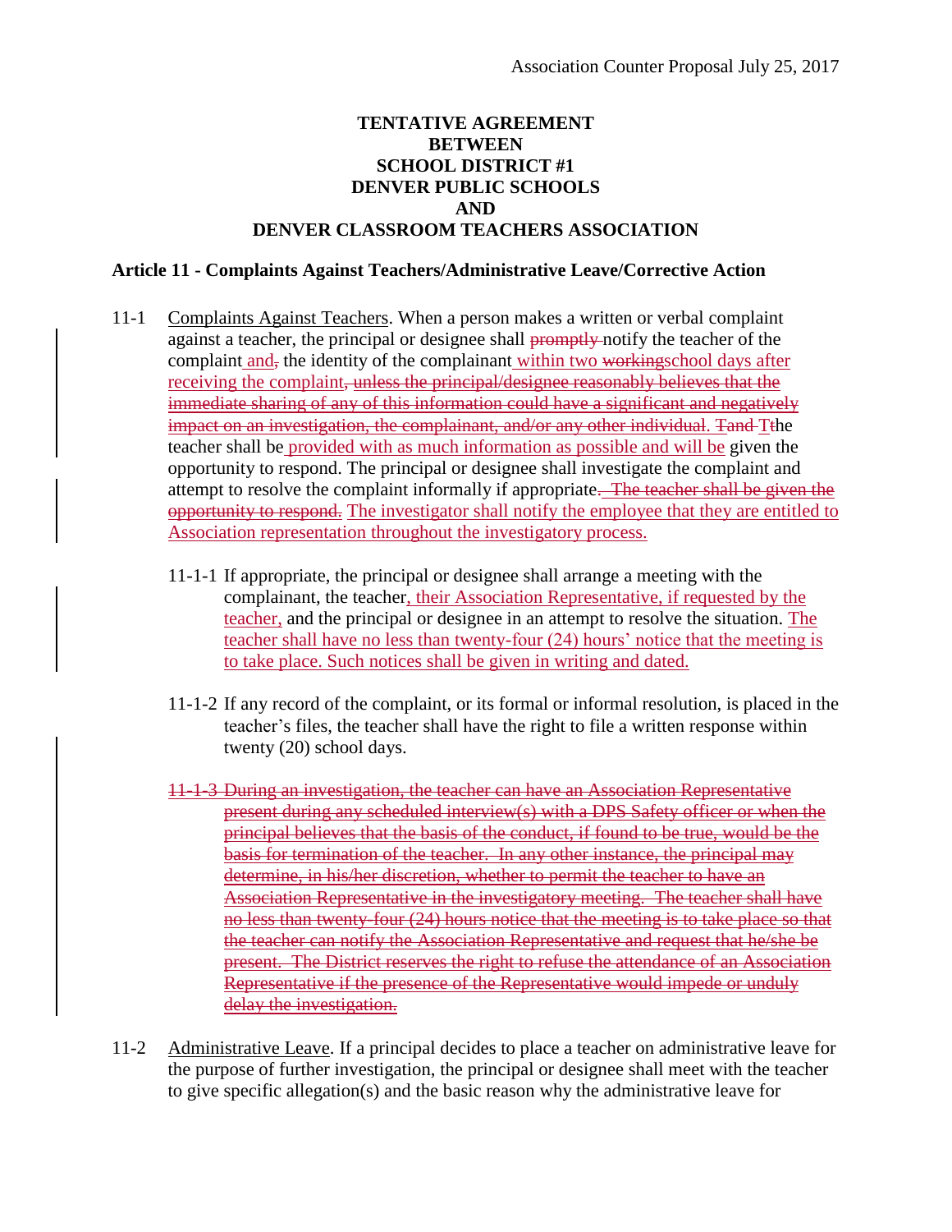# TENTATIVE AGREEMENT
# BETWEEN
# SCHOOL DISTRICT #1
# DENVER PUBLIC SCHOOLS
# AND
# DENVER CLASSROOM TEACHERS ASSOCIATION

## Article 11 - Complaints Against Teachers/Administrative Leave/Corrective Action

11-1 <u>Complaints Against Teachers</u>. When a person makes a written or verbal complaint against a teacher, the principal or designee shall ~~promptly~~ notify the teacher of the complaint <u>and</u>~~,~~ the identity of the complainant <u>within two</u> ~~working~~<u>school days after receiving the complaint</u>~~, unless the principal/designee reasonably believes that the immediate sharing of any of this information could have a significant and negatively impact on an investigation, the complainant, and/or any other individual.~~ ~~T~~and ~~T~~the teacher shall be <u>provided with as much information as possible and will be</u> given the opportunity to respond. The principal or designee shall investigate the complaint and attempt to resolve the complaint informally if appropriate. ~~The teacher shall be given the opportunity to respond.~~ <u>The investigator shall notify the employee that they are entitled to Association representation throughout the investigatory process.</u>

11-1-1 If appropriate, the principal or designee shall arrange a meeting with the complainant, the teacher<u>, their Association Representative, if requested by the teacher,</u> and the principal or designee in an attempt to resolve the situation. <u>The teacher shall have no less than twenty-four (24) hours' notice that the meeting is to take place. Such notices shall be given in writing and dated.</u>

11-1-2 If any record of the complaint, or its formal or informal resolution, is placed in the teacher's files, the teacher shall have the right to file a written response within twenty (20) school days.

~~11-1-3 During an investigation, the teacher can have an Association Representative present during any scheduled interview(s) with a DPS Safety officer or when the principal believes that the basis of the conduct, if found to be true, would be the basis for termination of the teacher. In any other instance, the principal may determine, in his/her discretion, whether to permit the teacher to have an Association Representative in the investigatory meeting. The teacher shall have no less than twenty-four (24) hours notice that the meeting is to take place so that the teacher can notify the Association Representative and request that he/she be present. The District reserves the right to refuse the attendance of an Association Representative if the presence of the Representative would impede or unduly delay the investigation.~~

11-2 <u>Administrative Leave</u>. If a principal decides to place a teacher on administrative leave for the purpose of further investigation, the principal or designee shall meet with the teacher to give specific allegation(s) and the basic reason why the administrative leave for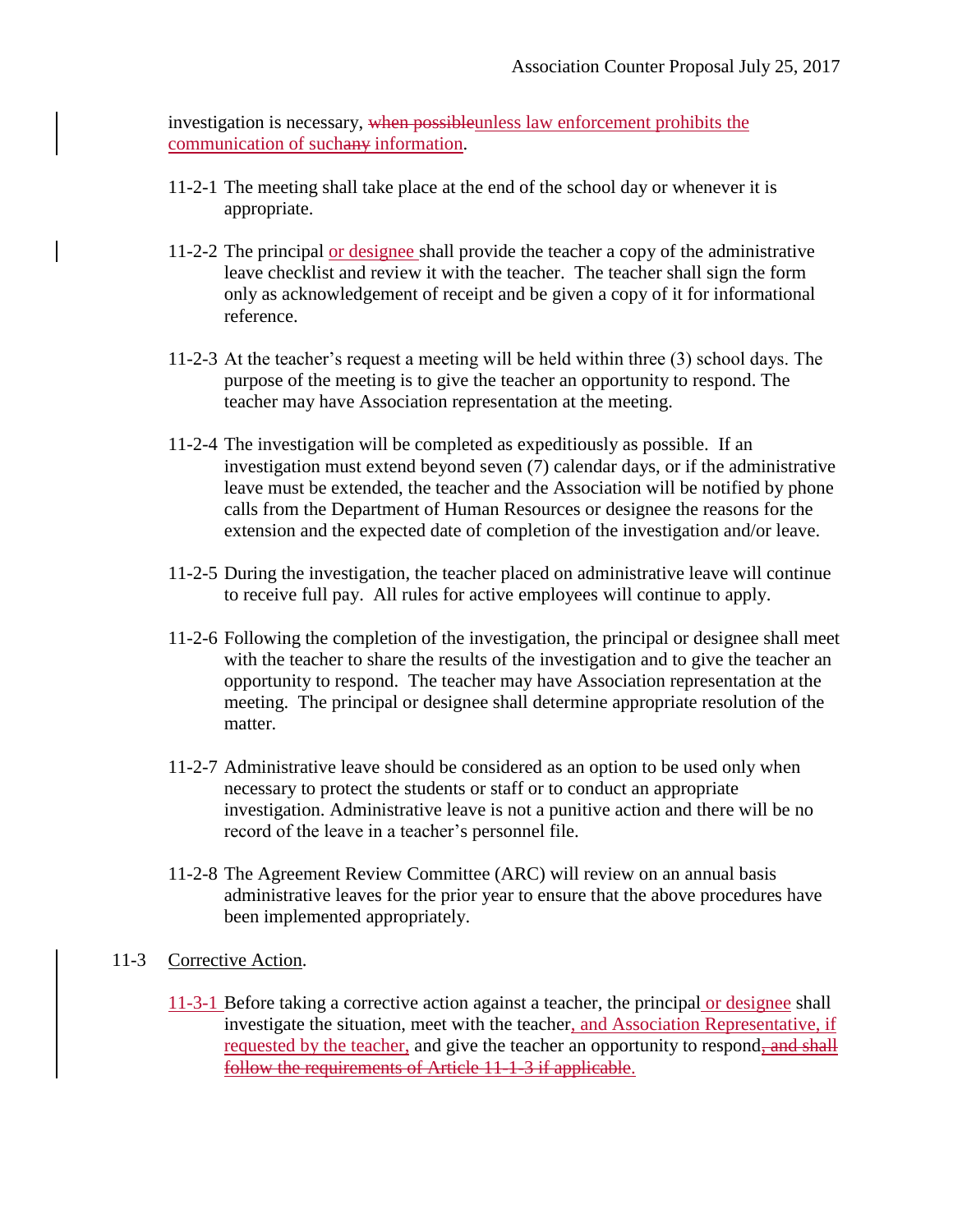investigation is necessary, ~~when possible~~unless law enforcement prohibits the communication of such~~any~~ information.

11-2-1 The meeting shall take place at the end of the school day or whenever it is appropriate.

11-2-2 The principal or designee shall provide the teacher a copy of the administrative leave checklist and review it with the teacher. The teacher shall sign the form only as acknowledgement of receipt and be given a copy of it for informational reference.

11-2-3 At the teacher's request a meeting will be held within three (3) school days. The purpose of the meeting is to give the teacher an opportunity to respond. The teacher may have Association representation at the meeting.

11-2-4 The investigation will be completed as expeditiously as possible. If an investigation must extend beyond seven (7) calendar days, or if the administrative leave must be extended, the teacher and the Association will be notified by phone calls from the Department of Human Resources or designee the reasons for the extension and the expected date of completion of the investigation and/or leave.

11-2-5 During the investigation, the teacher placed on administrative leave will continue to receive full pay. All rules for active employees will continue to apply.

11-2-6 Following the completion of the investigation, the principal or designee shall meet with the teacher to share the results of the investigation and to give the teacher an opportunity to respond. The teacher may have Association representation at the meeting. The principal or designee shall determine appropriate resolution of the matter.

11-2-7 Administrative leave should be considered as an option to be used only when necessary to protect the students or staff or to conduct an appropriate investigation. Administrative leave is not a punitive action and there will be no record of the leave in a teacher's personnel file.

11-2-8 The Agreement Review Committee (ARC) will review on an annual basis administrative leaves for the prior year to ensure that the above procedures have been implemented appropriately.

11-3 Corrective Action.

11-3-1 Before taking a corrective action against a teacher, the principal or designee shall investigate the situation, meet with the teacher, and Association Representative, if requested by the teacher, and give the teacher an opportunity to respond~~, and shall follow the requirements of Article 11-1-3 if applicable~~.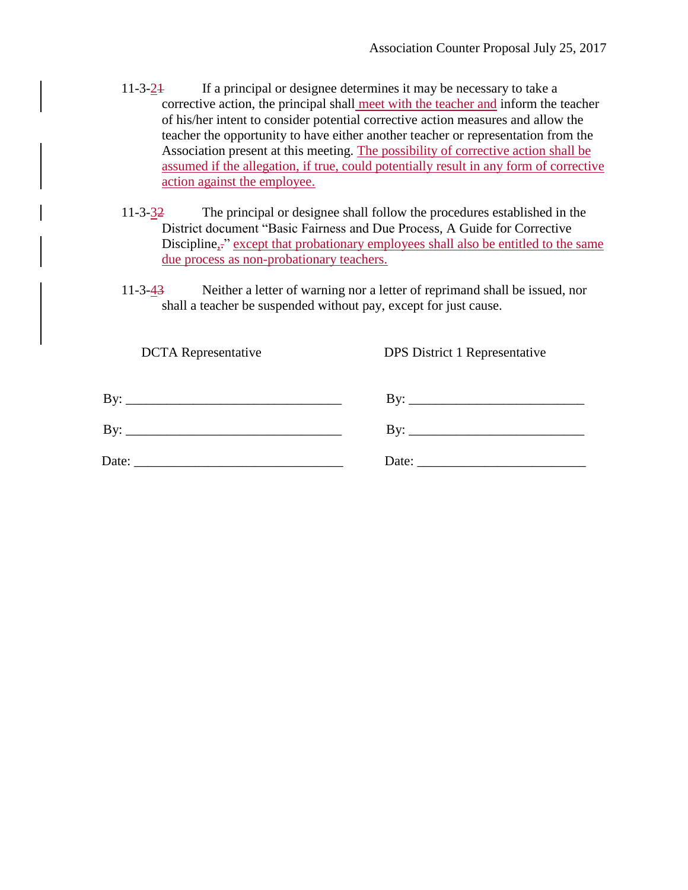Association Counter Proposal July 25, 2017

11-3-~~1~~2 If a principal or designee determines it may be necessary to take a corrective action, the principal shall meet with the teacher and inform the teacher of his/her intent to consider potential corrective action measures and allow the teacher the opportunity to have either another teacher or representation from the Association present at this meeting. The possibility of corrective action shall be assumed if the allegation, if true, could potentially result in any form of corrective action against the employee.

11-3-~~2~~3 The principal or designee shall follow the procedures established in the District document "Basic Fairness and Due Process, A Guide for Corrective Discipline,~~.~~" except that probationary employees shall also be entitled to the same due process as non-probationary teachers.

11-3-~~3~~4 Neither a letter of warning nor a letter of reprimand shall be issued, nor shall a teacher be suspended without pay, except for just cause.

| DCTA Representative | DPS District 1 Representative |
|---|---|
| By: _______________________________ | By: _________________________ |
| By: _______________________________ | By: _________________________ |
| Date: ______________________________ | Date: ________________________ |